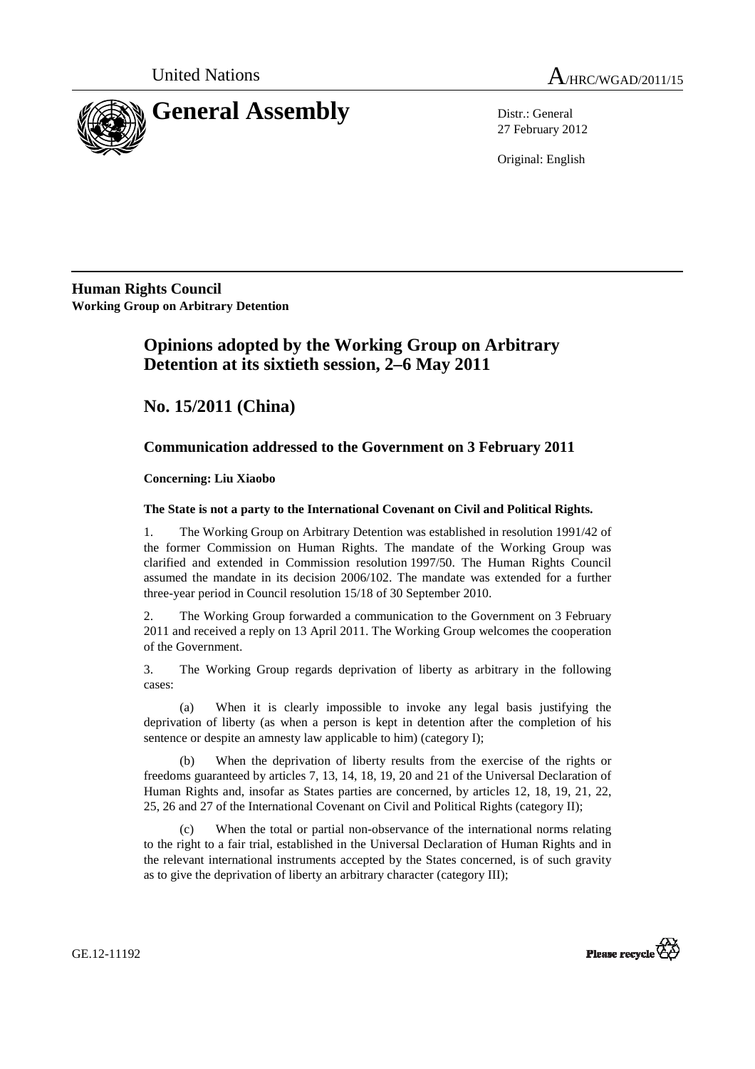United Nations A/HRC/WGAD/2011/15

# General Assembly

Distr.: General
27 February 2012

Original: English

**Human Rights Council**
**Working Group on Arbitrary Detention**

## Opinions adopted by the Working Group on Arbitrary Detention at its sixtieth session, 2–6 May 2011

## No. 15/2011 (China)

### Communication addressed to the Government on 3 February 2011

**Concerning: Liu Xiaobo**

**The State is not a party to the International Covenant on Civil and Political Rights.**

1. The Working Group on Arbitrary Detention was established in resolution 1991/42 of the former Commission on Human Rights. The mandate of the Working Group was clarified and extended in Commission resolution 1997/50. The Human Rights Council assumed the mandate in its decision 2006/102. The mandate was extended for a further three-year period in Council resolution 15/18 of 30 September 2010.

2. The Working Group forwarded a communication to the Government on 3 February 2011 and received a reply on 13 April 2011. The Working Group welcomes the cooperation of the Government.

3. The Working Group regards deprivation of liberty as arbitrary in the following cases:

(a) When it is clearly impossible to invoke any legal basis justifying the deprivation of liberty (as when a person is kept in detention after the completion of his sentence or despite an amnesty law applicable to him) (category I);

(b) When the deprivation of liberty results from the exercise of the rights or freedoms guaranteed by articles 7, 13, 14, 18, 19, 20 and 21 of the Universal Declaration of Human Rights and, insofar as States parties are concerned, by articles 12, 18, 19, 21, 22, 25, 26 and 27 of the International Covenant on Civil and Political Rights (category II);

(c) When the total or partial non-observance of the international norms relating to the right to a fair trial, established in the Universal Declaration of Human Rights and in the relevant international instruments accepted by the States concerned, is of such gravity as to give the deprivation of liberty an arbitrary character (category III);

GE.12-11192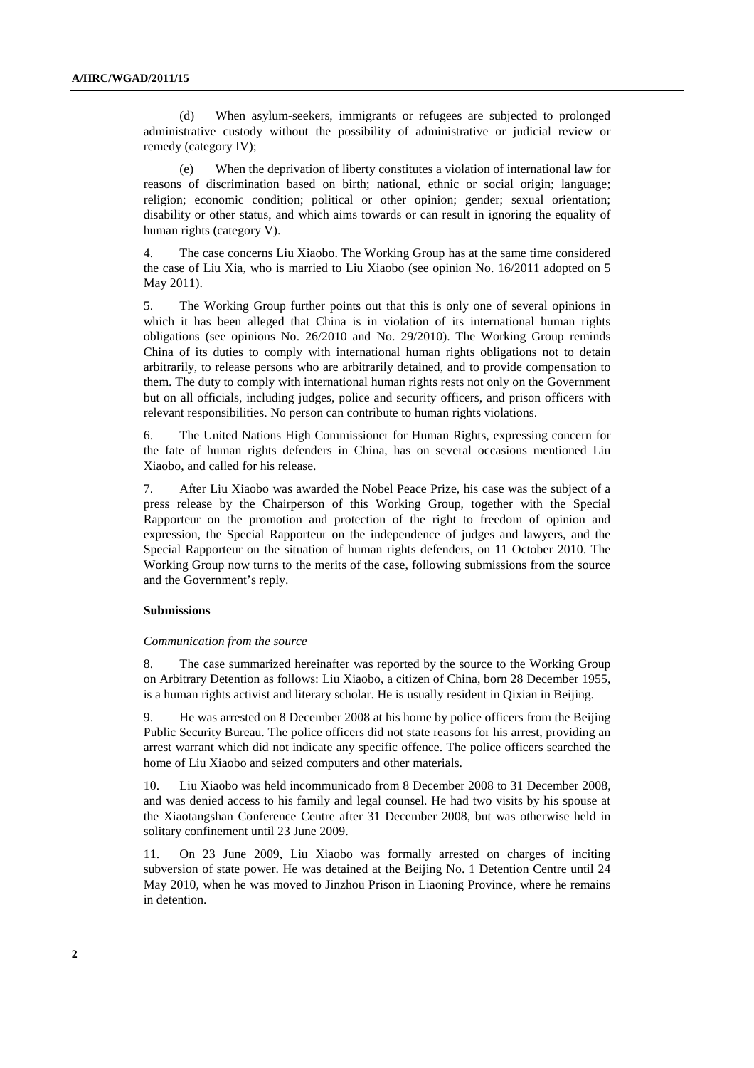(d) When asylum-seekers, immigrants or refugees are subjected to prolonged administrative custody without the possibility of administrative or judicial review or remedy (category IV);

(e) When the deprivation of liberty constitutes a violation of international law for reasons of discrimination based on birth; national, ethnic or social origin; language; religion; economic condition; political or other opinion; gender; sexual orientation; disability or other status, and which aims towards or can result in ignoring the equality of human rights (category V).

4. The case concerns Liu Xiaobo. The Working Group has at the same time considered the case of Liu Xia, who is married to Liu Xiaobo (see opinion No. 16/2011 adopted on 5 May 2011).

5. The Working Group further points out that this is only one of several opinions in which it has been alleged that China is in violation of its international human rights obligations (see opinions No. 26/2010 and No. 29/2010). The Working Group reminds China of its duties to comply with international human rights obligations not to detain arbitrarily, to release persons who are arbitrarily detained, and to provide compensation to them. The duty to comply with international human rights rests not only on the Government but on all officials, including judges, police and security officers, and prison officers with relevant responsibilities. No person can contribute to human rights violations.

6. The United Nations High Commissioner for Human Rights, expressing concern for the fate of human rights defenders in China, has on several occasions mentioned Liu Xiaobo, and called for his release.

7. After Liu Xiaobo was awarded the Nobel Peace Prize, his case was the subject of a press release by the Chairperson of this Working Group, together with the Special Rapporteur on the promotion and protection of the right to freedom of opinion and expression, the Special Rapporteur on the independence of judges and lawyers, and the Special Rapporteur on the situation of human rights defenders, on 11 October 2010. The Working Group now turns to the merits of the case, following submissions from the source and the Government's reply.

### Submissions

*Communication from the source*

8. The case summarized hereinafter was reported by the source to the Working Group on Arbitrary Detention as follows: Liu Xiaobo, a citizen of China, born 28 December 1955, is a human rights activist and literary scholar. He is usually resident in Qixian in Beijing.

9. He was arrested on 8 December 2008 at his home by police officers from the Beijing Public Security Bureau. The police officers did not state reasons for his arrest, providing an arrest warrant which did not indicate any specific offence. The police officers searched the home of Liu Xiaobo and seized computers and other materials.

10. Liu Xiaobo was held incommunicado from 8 December 2008 to 31 December 2008, and was denied access to his family and legal counsel. He had two visits by his spouse at the Xiaotangshan Conference Centre after 31 December 2008, but was otherwise held in solitary confinement until 23 June 2009.

11. On 23 June 2009, Liu Xiaobo was formally arrested on charges of inciting subversion of state power. He was detained at the Beijing No. 1 Detention Centre until 24 May 2010, when he was moved to Jinzhou Prison in Liaoning Province, where he remains in detention.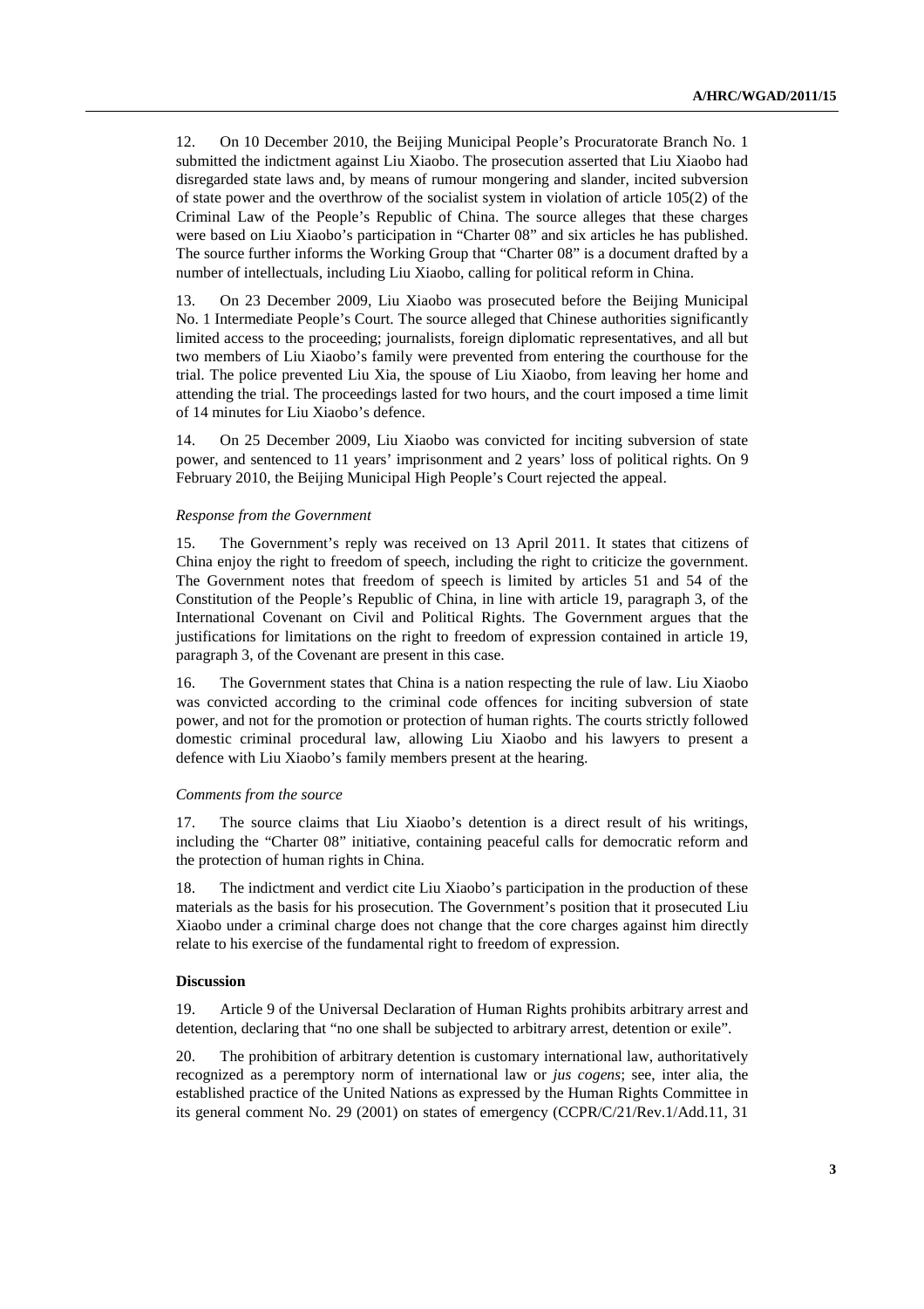12. On 10 December 2010, the Beijing Municipal People's Procuratorate Branch No. 1 submitted the indictment against Liu Xiaobo. The prosecution asserted that Liu Xiaobo had disregarded state laws and, by means of rumour mongering and slander, incited subversion of state power and the overthrow of the socialist system in violation of article 105(2) of the Criminal Law of the People's Republic of China. The source alleges that these charges were based on Liu Xiaobo's participation in "Charter 08" and six articles he has published. The source further informs the Working Group that "Charter 08" is a document drafted by a number of intellectuals, including Liu Xiaobo, calling for political reform in China.

13. On 23 December 2009, Liu Xiaobo was prosecuted before the Beijing Municipal No. 1 Intermediate People's Court. The source alleged that Chinese authorities significantly limited access to the proceeding; journalists, foreign diplomatic representatives, and all but two members of Liu Xiaobo's family were prevented from entering the courthouse for the trial. The police prevented Liu Xia, the spouse of Liu Xiaobo, from leaving her home and attending the trial. The proceedings lasted for two hours, and the court imposed a time limit of 14 minutes for Liu Xiaobo's defence.

14. On 25 December 2009, Liu Xiaobo was convicted for inciting subversion of state power, and sentenced to 11 years' imprisonment and 2 years' loss of political rights. On 9 February 2010, the Beijing Municipal High People's Court rejected the appeal.

*Response from the Government*

15. The Government's reply was received on 13 April 2011. It states that citizens of China enjoy the right to freedom of speech, including the right to criticize the government. The Government notes that freedom of speech is limited by articles 51 and 54 of the Constitution of the People's Republic of China, in line with article 19, paragraph 3, of the International Covenant on Civil and Political Rights. The Government argues that the justifications for limitations on the right to freedom of expression contained in article 19, paragraph 3, of the Covenant are present in this case.

16. The Government states that China is a nation respecting the rule of law. Liu Xiaobo was convicted according to the criminal code offences for inciting subversion of state power, and not for the promotion or protection of human rights. The courts strictly followed domestic criminal procedural law, allowing Liu Xiaobo and his lawyers to present a defence with Liu Xiaobo's family members present at the hearing.

*Comments from the source*

17. The source claims that Liu Xiaobo's detention is a direct result of his writings, including the "Charter 08" initiative, containing peaceful calls for democratic reform and the protection of human rights in China.

18. The indictment and verdict cite Liu Xiaobo's participation in the production of these materials as the basis for his prosecution. The Government's position that it prosecuted Liu Xiaobo under a criminal charge does not change that the core charges against him directly relate to his exercise of the fundamental right to freedom of expression.

**Discussion**

19. Article 9 of the Universal Declaration of Human Rights prohibits arbitrary arrest and detention, declaring that "no one shall be subjected to arbitrary arrest, detention or exile".

20. The prohibition of arbitrary detention is customary international law, authoritatively recognized as a peremptory norm of international law or *jus cogens*; see, inter alia, the established practice of the United Nations as expressed by the Human Rights Committee in its general comment No. 29 (2001) on states of emergency (CCPR/C/21/Rev.1/Add.11, 31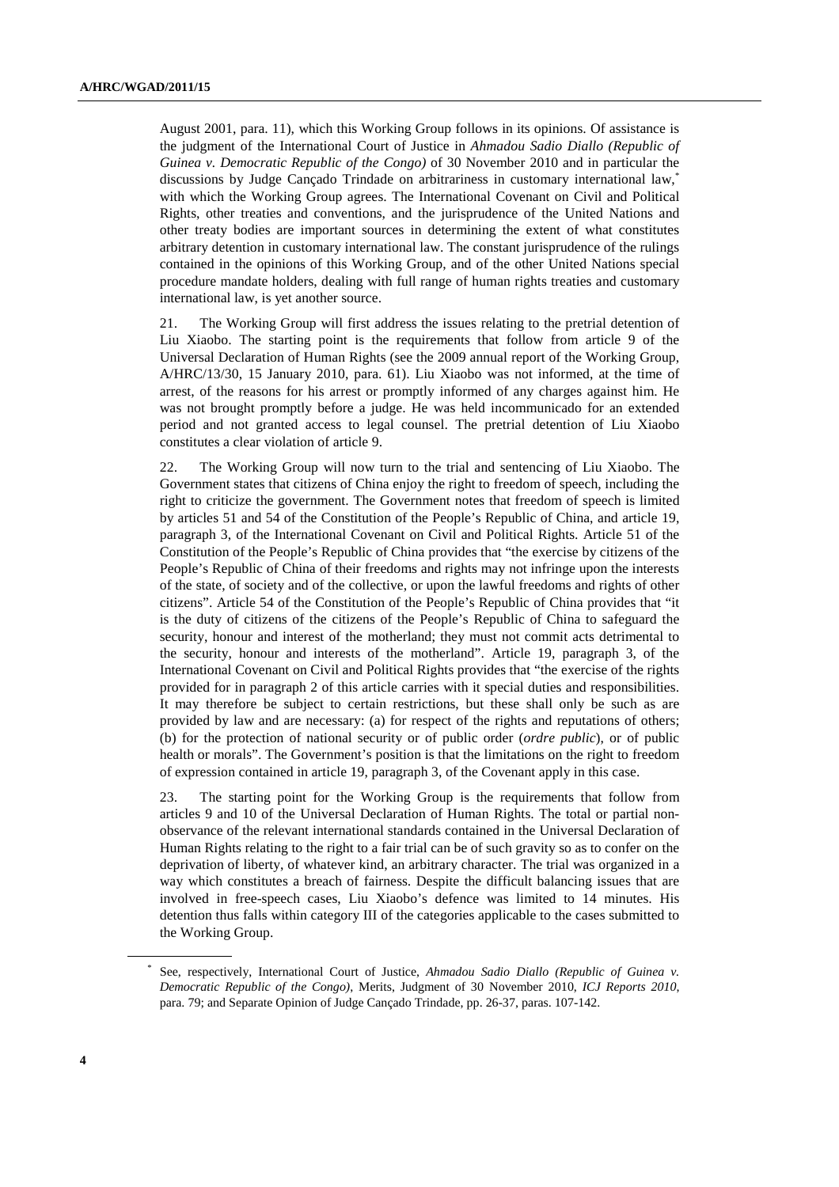August 2001, para. 11), which this Working Group follows in its opinions. Of assistance is the judgment of the International Court of Justice in *Ahmadou Sadio Diallo (Republic of Guinea v. Democratic Republic of the Congo)* of 30 November 2010 and in particular the discussions by Judge Cançado Trindade on arbitrariness in customary international law,* with which the Working Group agrees. The International Covenant on Civil and Political Rights, other treaties and conventions, and the jurisprudence of the United Nations and other treaty bodies are important sources in determining the extent of what constitutes arbitrary detention in customary international law. The constant jurisprudence of the rulings contained in the opinions of this Working Group, and of the other United Nations special procedure mandate holders, dealing with full range of human rights treaties and customary international law, is yet another source.

21. The Working Group will first address the issues relating to the pretrial detention of Liu Xiaobo. The starting point is the requirements that follow from article 9 of the Universal Declaration of Human Rights (see the 2009 annual report of the Working Group, A/HRC/13/30, 15 January 2010, para. 61). Liu Xiaobo was not informed, at the time of arrest, of the reasons for his arrest or promptly informed of any charges against him. He was not brought promptly before a judge. He was held incommunicado for an extended period and not granted access to legal counsel. The pretrial detention of Liu Xiaobo constitutes a clear violation of article 9.

22. The Working Group will now turn to the trial and sentencing of Liu Xiaobo. The Government states that citizens of China enjoy the right to freedom of speech, including the right to criticize the government. The Government notes that freedom of speech is limited by articles 51 and 54 of the Constitution of the People's Republic of China, and article 19, paragraph 3, of the International Covenant on Civil and Political Rights. Article 51 of the Constitution of the People's Republic of China provides that "the exercise by citizens of the People's Republic of China of their freedoms and rights may not infringe upon the interests of the state, of society and of the collective, or upon the lawful freedoms and rights of other citizens". Article 54 of the Constitution of the People's Republic of China provides that "it is the duty of citizens of the citizens of the People's Republic of China to safeguard the security, honour and interest of the motherland; they must not commit acts detrimental to the security, honour and interests of the motherland". Article 19, paragraph 3, of the International Covenant on Civil and Political Rights provides that "the exercise of the rights provided for in paragraph 2 of this article carries with it special duties and responsibilities. It may therefore be subject to certain restrictions, but these shall only be such as are provided by law and are necessary: (a) for respect of the rights and reputations of others; (b) for the protection of national security or of public order (*ordre public*), or of public health or morals". The Government's position is that the limitations on the right to freedom of expression contained in article 19, paragraph 3, of the Covenant apply in this case.

23. The starting point for the Working Group is the requirements that follow from articles 9 and 10 of the Universal Declaration of Human Rights. The total or partial non-observance of the relevant international standards contained in the Universal Declaration of Human Rights relating to the right to a fair trial can be of such gravity so as to confer on the deprivation of liberty, of whatever kind, an arbitrary character. The trial was organized in a way which constitutes a breach of fairness. Despite the difficult balancing issues that are involved in free-speech cases, Liu Xiaobo's defence was limited to 14 minutes. His detention thus falls within category III of the categories applicable to the cases submitted to the Working Group.

---

\* See, respectively, International Court of Justice, *Ahmadou Sadio Diallo (Republic of Guinea v. Democratic Republic of the Congo)*, Merits, Judgment of 30 November 2010, *ICJ Reports 2010*, para. 79; and Separate Opinion of Judge Cançado Trindade, pp. 26-37, paras. 107-142.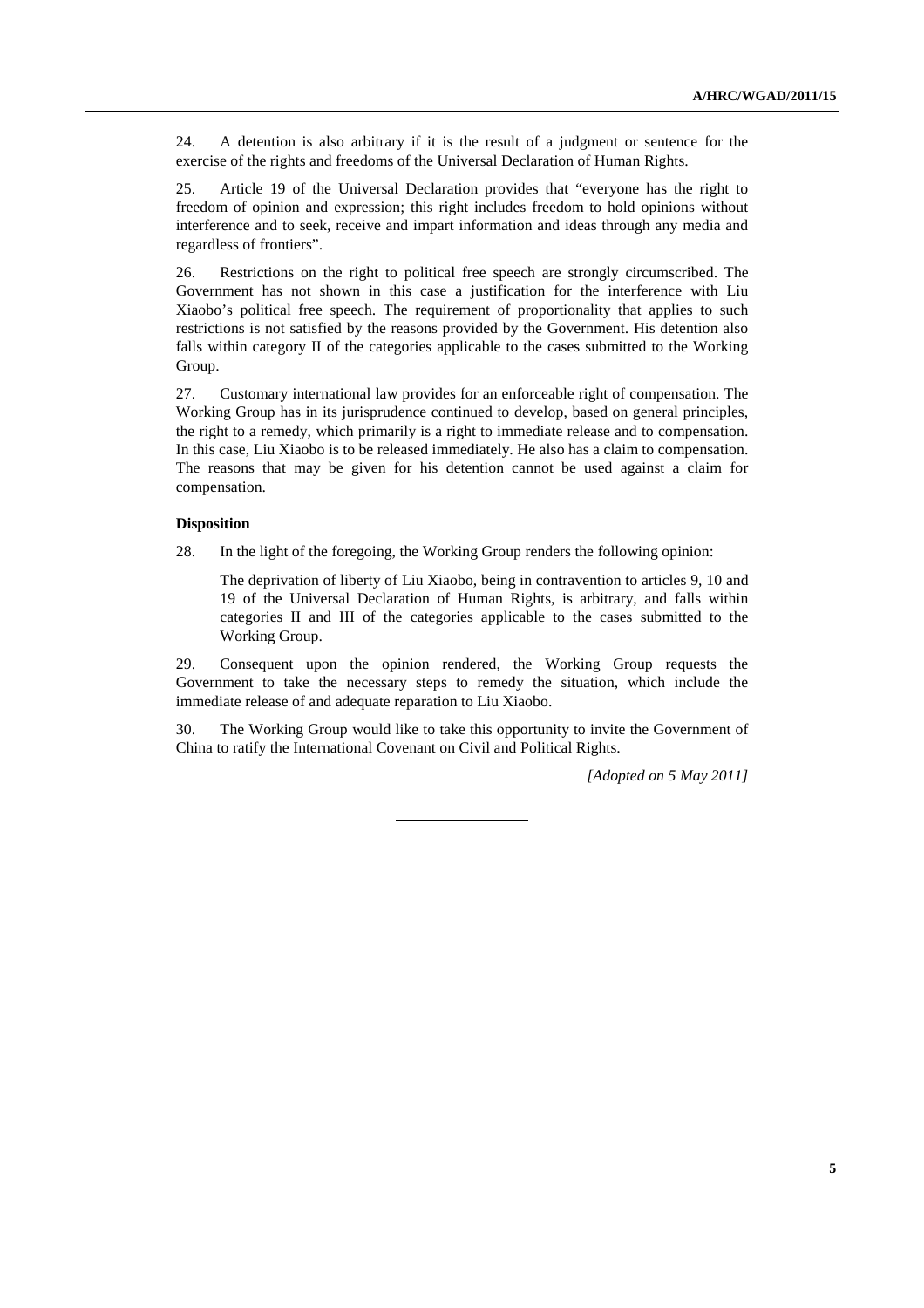24. A detention is also arbitrary if it is the result of a judgment or sentence for the exercise of the rights and freedoms of the Universal Declaration of Human Rights.

25. Article 19 of the Universal Declaration provides that "everyone has the right to freedom of opinion and expression; this right includes freedom to hold opinions without interference and to seek, receive and impart information and ideas through any media and regardless of frontiers".

26. Restrictions on the right to political free speech are strongly circumscribed. The Government has not shown in this case a justification for the interference with Liu Xiaobo's political free speech. The requirement of proportionality that applies to such restrictions is not satisfied by the reasons provided by the Government. His detention also falls within category II of the categories applicable to the cases submitted to the Working Group.

27. Customary international law provides for an enforceable right of compensation. The Working Group has in its jurisprudence continued to develop, based on general principles, the right to a remedy, which primarily is a right to immediate release and to compensation. In this case, Liu Xiaobo is to be released immediately. He also has a claim to compensation. The reasons that may be given for his detention cannot be used against a claim for compensation.

**Disposition**

28. In the light of the foregoing, the Working Group renders the following opinion:

> The deprivation of liberty of Liu Xiaobo, being in contravention to articles 9, 10 and 19 of the Universal Declaration of Human Rights, is arbitrary, and falls within categories II and III of the categories applicable to the cases submitted to the Working Group.

29. Consequent upon the opinion rendered, the Working Group requests the Government to take the necessary steps to remedy the situation, which include the immediate release of and adequate reparation to Liu Xiaobo.

30. The Working Group would like to take this opportunity to invite the Government of China to ratify the International Covenant on Civil and Political Rights.

*[Adopted on 5 May 2011]*